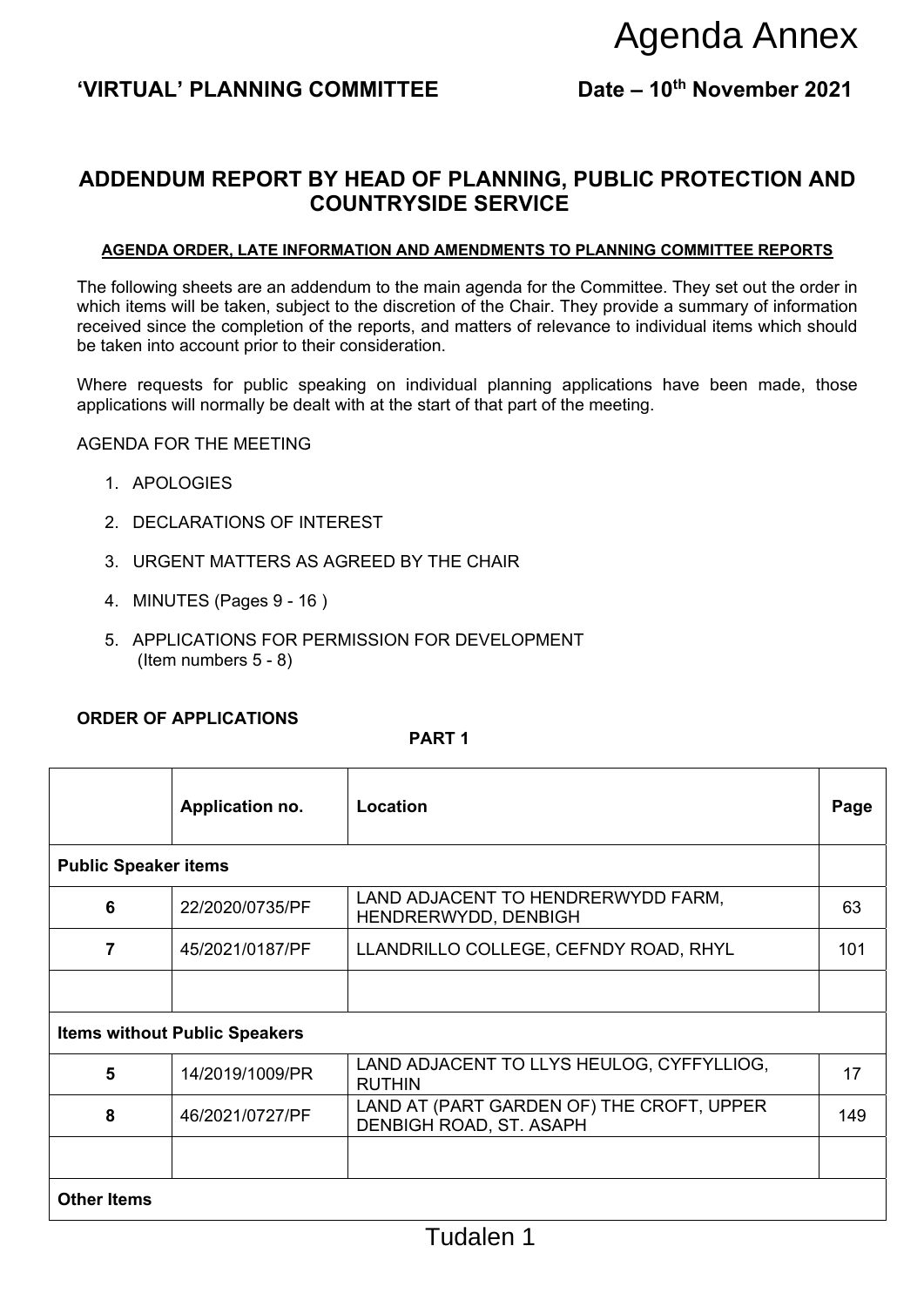Agenda Annex

**'VIRTUAL' PLANNING COMMITTEE** **Date – 10th November 2021**

## ADDENDUM REPORT BY HEAD OF PLANNING, PUBLIC PROTECTION AND COUNTRYSIDE SERVICE

**AGENDA ORDER, LATE INFORMATION AND AMENDMENTS TO PLANNING COMMITTEE REPORTS**

The following sheets are an addendum to the main agenda for the Committee. They set out the order in which items will be taken, subject to the discretion of the Chair. They provide a summary of information received since the completion of the reports, and matters of relevance to individual items which should be taken into account prior to their consideration.

Where requests for public speaking on individual planning applications have been made, those applications will normally be dealt with at the start of that part of the meeting.

AGENDA FOR THE MEETING

1. APOLOGIES
2. DECLARATIONS OF INTEREST
3. URGENT MATTERS AS AGREED BY THE CHAIR
4. MINUTES (Pages 9 - 16 )
5. APPLICATIONS FOR PERMISSION FOR DEVELOPMENT (Item numbers 5 - 8)

**ORDER OF APPLICATIONS**

**PART 1**

| | **Application no.** | **Location** | **Page** |
|---|---|---|---|
| **Public Speaker items** | | | |
| **6** | 22/2020/0735/PF | LAND ADJACENT TO HENDRERWYDD FARM, HENDRERWYDD, DENBIGH | 63 |
| **7** | 45/2021/0187/PF | LLANDRILLO COLLEGE, CEFNDY ROAD, RHYL | 101 |
| | | | |
| **Items without Public Speakers** | | | |
| **5** | 14/2019/1009/PR | LAND ADJACENT TO LLYS HEULOG, CYFFYLLIOG, RUTHIN | 17 |
| **8** | 46/2021/0727/PF | LAND AT (PART GARDEN OF) THE CROFT, UPPER DENBIGH ROAD, ST. ASAPH | 149 |
| | | | |
| **Other Items** | | | |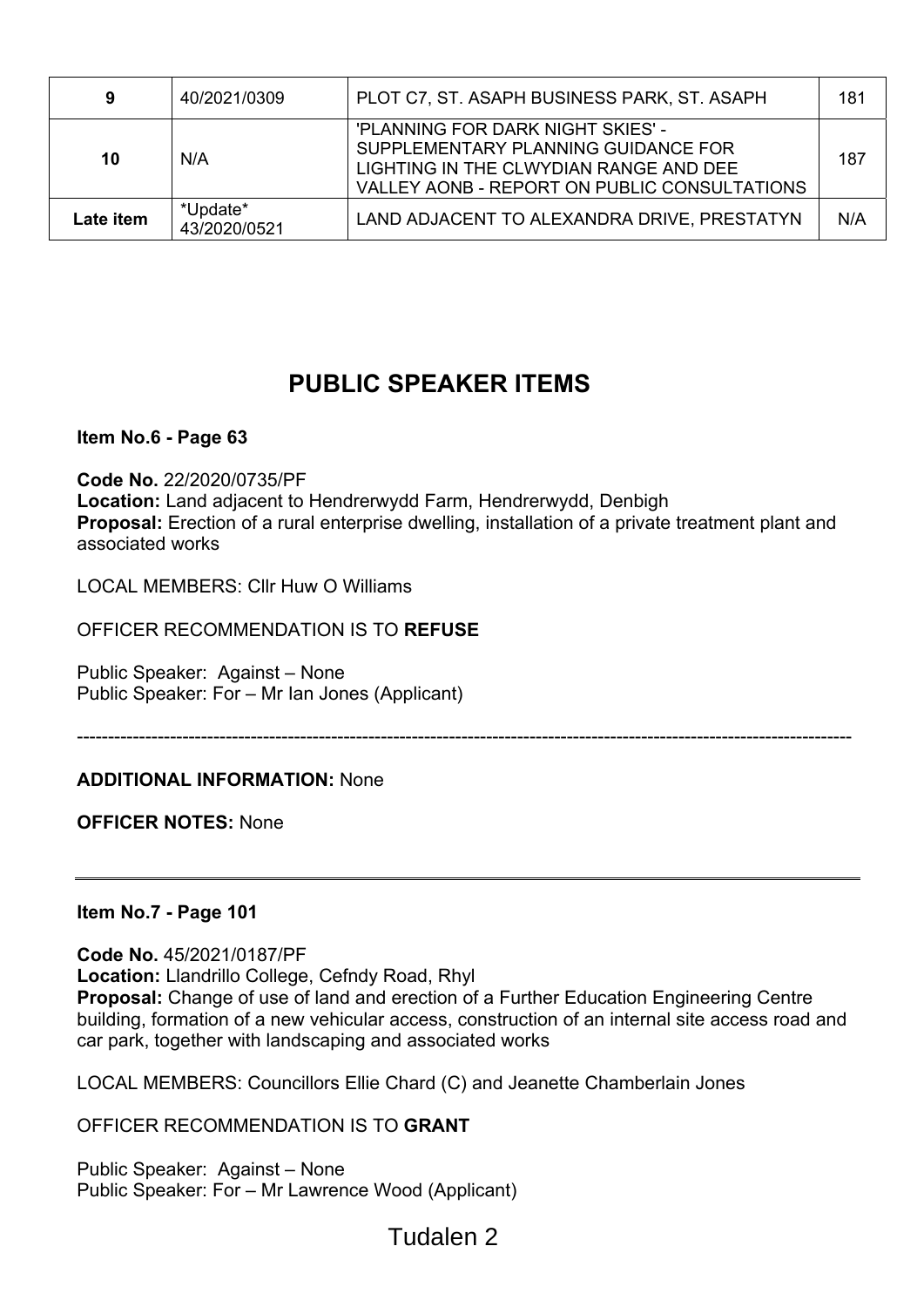| 9 | 40/2021/0309 | PLOT C7, ST. ASAPH BUSINESS PARK, ST. ASAPH | 181 |
|---|---|---|---|
| 10 | N/A | 'PLANNING FOR DARK NIGHT SKIES' - SUPPLEMENTARY PLANNING GUIDANCE FOR LIGHTING IN THE CLWYDIAN RANGE AND DEE VALLEY AONB - REPORT ON PUBLIC CONSULTATIONS | 187 |
| **Late item** | *Update* 43/2020/0521 | LAND ADJACENT TO ALEXANDRA DRIVE, PRESTATYN | N/A |

# PUBLIC SPEAKER ITEMS

**Item No.6 - Page 63**

**Code No.** 22/2020/0735/PF
**Location:** Land adjacent to Hendrerwydd Farm, Hendrerwydd, Denbigh
**Proposal:** Erection of a rural enterprise dwelling, installation of a private treatment plant and associated works

LOCAL MEMBERS: Cllr Huw O Williams

OFFICER RECOMMENDATION IS TO **REFUSE**

Public Speaker: Against – None
Public Speaker: For – Mr Ian Jones (Applicant)

---

**ADDITIONAL INFORMATION:** None

**OFFICER NOTES:** None

---

**Item No.7 - Page 101**

**Code No.** 45/2021/0187/PF
**Location:** Llandrillo College, Cefndy Road, Rhyl
**Proposal:** Change of use of land and erection of a Further Education Engineering Centre building, formation of a new vehicular access, construction of an internal site access road and car park, together with landscaping and associated works

LOCAL MEMBERS: Councillors Ellie Chard (C) and Jeanette Chamberlain Jones

OFFICER RECOMMENDATION IS TO **GRANT**

Public Speaker: Against – None
Public Speaker: For – Mr Lawrence Wood (Applicant)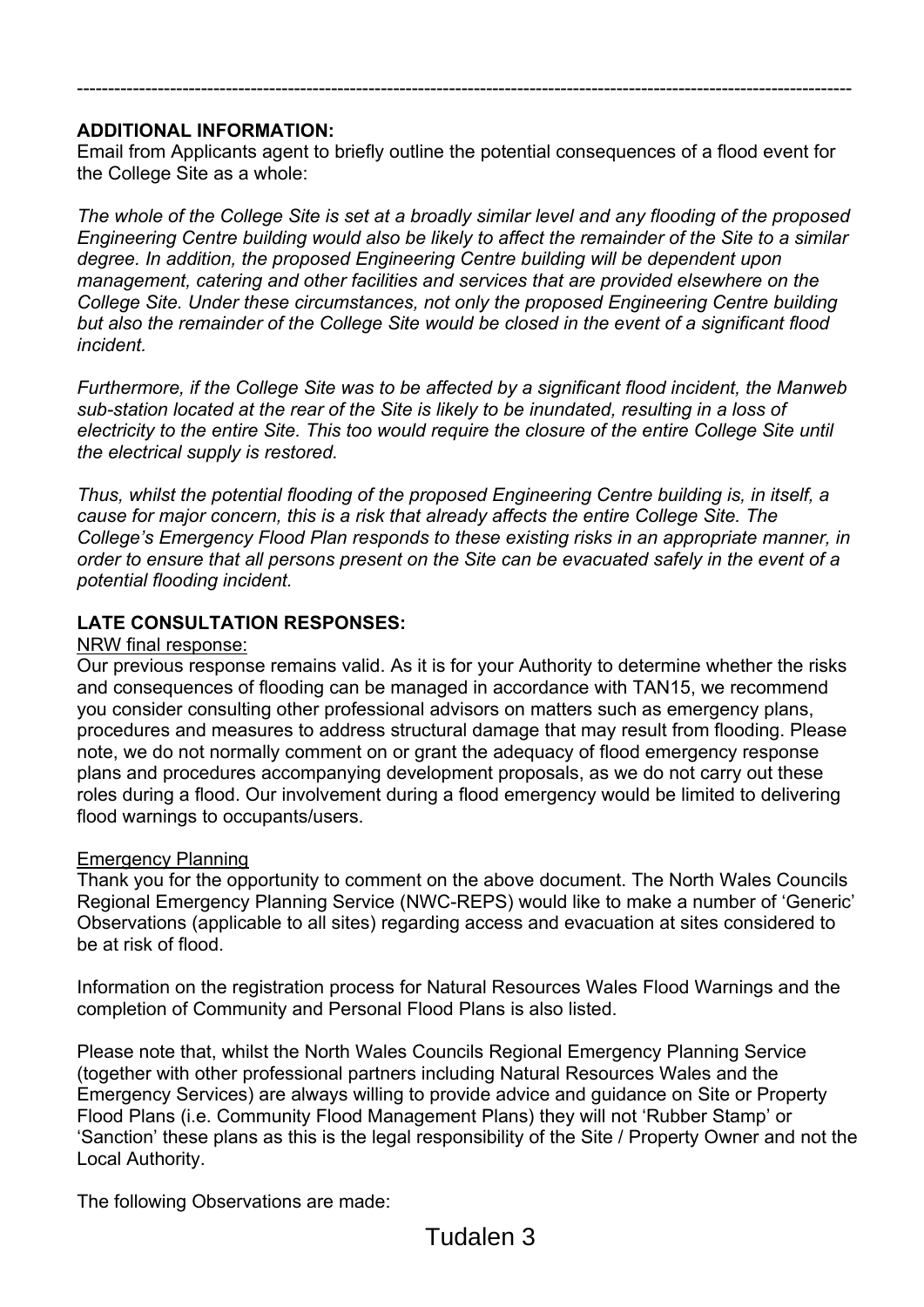---

**ADDITIONAL INFORMATION:**

Email from Applicants agent to briefly outline the potential consequences of a flood event for the College Site as a whole:

*The whole of the College Site is set at a broadly similar level and any flooding of the proposed Engineering Centre building would also be likely to affect the remainder of the Site to a similar degree. In addition, the proposed Engineering Centre building will be dependent upon management, catering and other facilities and services that are provided elsewhere on the College Site. Under these circumstances, not only the proposed Engineering Centre building but also the remainder of the College Site would be closed in the event of a significant flood incident.*

*Furthermore, if the College Site was to be affected by a significant flood incident, the Manweb sub-station located at the rear of the Site is likely to be inundated, resulting in a loss of electricity to the entire Site. This too would require the closure of the entire College Site until the electrical supply is restored.*

*Thus, whilst the potential flooding of the proposed Engineering Centre building is, in itself, a cause for major concern, this is a risk that already affects the entire College Site. The College's Emergency Flood Plan responds to these existing risks in an appropriate manner, in order to ensure that all persons present on the Site can be evacuated safely in the event of a potential flooding incident.*

**LATE CONSULTATION RESPONSES:**

NRW final response:

Our previous response remains valid. As it is for your Authority to determine whether the risks and consequences of flooding can be managed in accordance with TAN15, we recommend you consider consulting other professional advisors on matters such as emergency plans, procedures and measures to address structural damage that may result from flooding. Please note, we do not normally comment on or grant the adequacy of flood emergency response plans and procedures accompanying development proposals, as we do not carry out these roles during a flood. Our involvement during a flood emergency would be limited to delivering flood warnings to occupants/users.

Emergency Planning

Thank you for the opportunity to comment on the above document. The North Wales Councils Regional Emergency Planning Service (NWC-REPS) would like to make a number of 'Generic' Observations (applicable to all sites) regarding access and evacuation at sites considered to be at risk of flood.

Information on the registration process for Natural Resources Wales Flood Warnings and the completion of Community and Personal Flood Plans is also listed.

Please note that, whilst the North Wales Councils Regional Emergency Planning Service (together with other professional partners including Natural Resources Wales and the Emergency Services) are always willing to provide advice and guidance on Site or Property Flood Plans (i.e. Community Flood Management Plans) they will not 'Rubber Stamp' or 'Sanction' these plans as this is the legal responsibility of the Site / Property Owner and not the Local Authority.

The following Observations are made: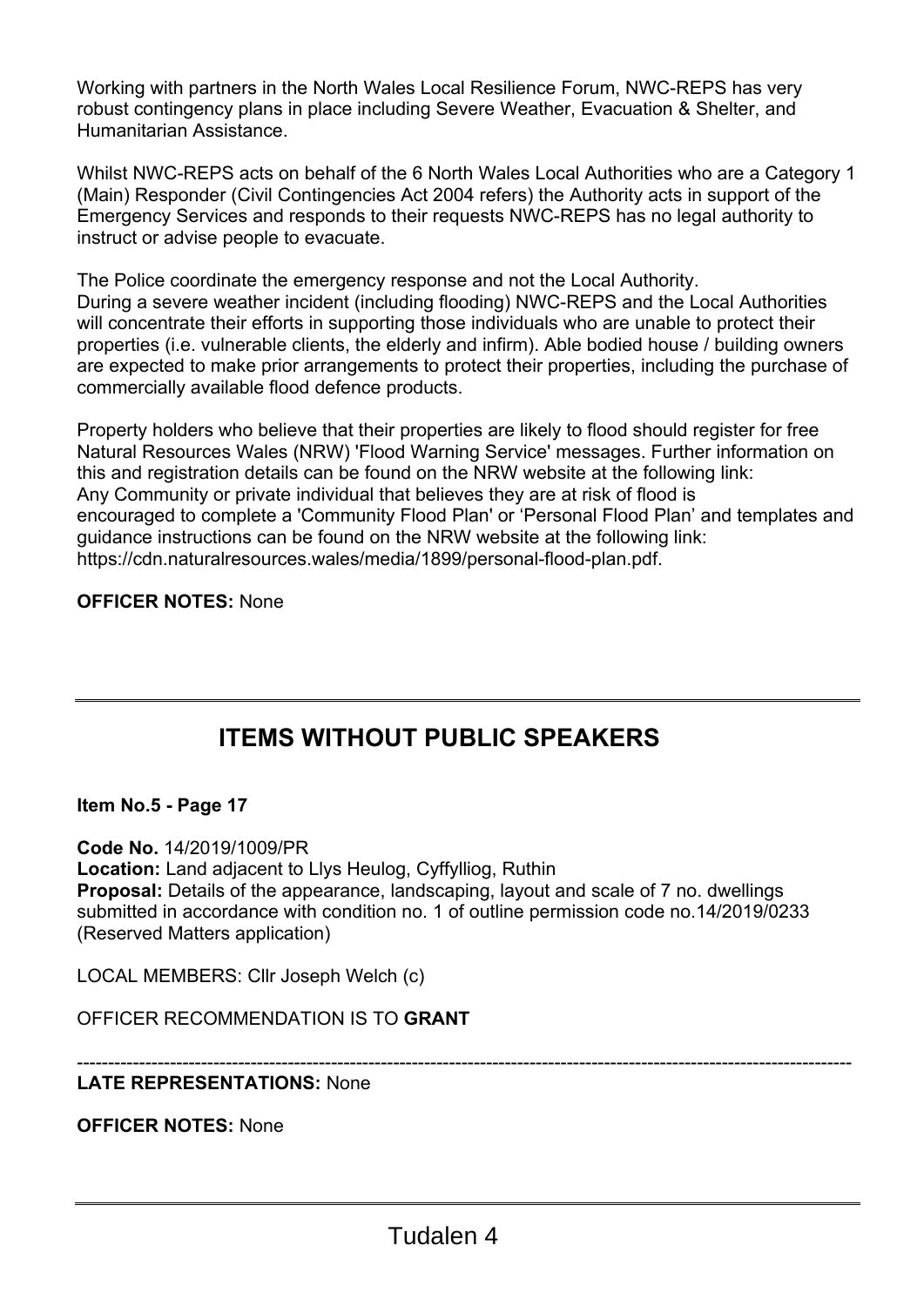Working with partners in the North Wales Local Resilience Forum, NWC-REPS has very robust contingency plans in place including Severe Weather, Evacuation & Shelter, and Humanitarian Assistance.

Whilst NWC-REPS acts on behalf of the 6 North Wales Local Authorities who are a Category 1 (Main) Responder (Civil Contingencies Act 2004 refers) the Authority acts in support of the Emergency Services and responds to their requests NWC-REPS has no legal authority to instruct or advise people to evacuate.

The Police coordinate the emergency response and not the Local Authority.
During a severe weather incident (including flooding) NWC-REPS and the Local Authorities will concentrate their efforts in supporting those individuals who are unable to protect their properties (i.e. vulnerable clients, the elderly and infirm). Able bodied house / building owners are expected to make prior arrangements to protect their properties, including the purchase of commercially available flood defence products.

Property holders who believe that their properties are likely to flood should register for free Natural Resources Wales (NRW) 'Flood Warning Service' messages. Further information on this and registration details can be found on the NRW website at the following link:
Any Community or private individual that believes they are at risk of flood is encouraged to complete a 'Community Flood Plan' or 'Personal Flood Plan' and templates and guidance instructions can be found on the NRW website at the following link:
https://cdn.naturalresources.wales/media/1899/personal-flood-plan.pdf.

**OFFICER NOTES:** None

---

## ITEMS WITHOUT PUBLIC SPEAKERS

**Item No.5 - Page 17**

**Code No.** 14/2019/1009/PR
**Location:** Land adjacent to Llys Heulog, Cyffylliog, Ruthin
**Proposal:** Details of the appearance, landscaping, layout and scale of 7 no. dwellings submitted in accordance with condition no. 1 of outline permission code no.14/2019/0233 (Reserved Matters application)

LOCAL MEMBERS: Cllr Joseph Welch (c)

OFFICER RECOMMENDATION IS TO **GRANT**

---

**LATE REPRESENTATIONS:** None

**OFFICER NOTES:** None

---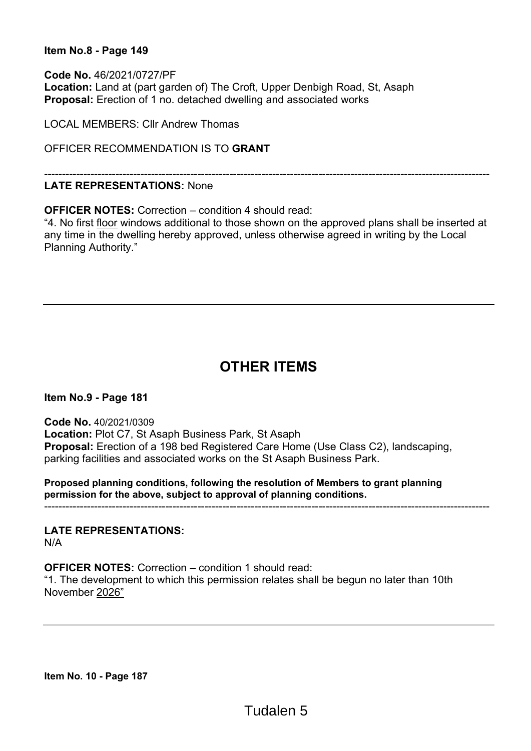**Item No.8 - Page 149**

**Code No.** 46/2021/0727/PF
**Location:** Land at (part garden of) The Croft, Upper Denbigh Road, St, Asaph
**Proposal:** Erection of 1 no. detached dwelling and associated works

LOCAL MEMBERS: Cllr Andrew Thomas

OFFICER RECOMMENDATION IS TO **GRANT**

---

**LATE REPRESENTATIONS:** None

**OFFICER NOTES:** Correction – condition 4 should read:
"4. No first floor windows additional to those shown on the approved plans shall be inserted at any time in the dwelling hereby approved, unless otherwise agreed in writing by the Local Planning Authority."

---

# OTHER ITEMS

**Item No.9 - Page 181**

**Code No.** 40/2021/0309
**Location:** Plot C7, St Asaph Business Park, St Asaph
**Proposal:** Erection of a 198 bed Registered Care Home (Use Class C2), landscaping, parking facilities and associated works on the St Asaph Business Park.

**Proposed planning conditions, following the resolution of Members to grant planning permission for the above, subject to approval of planning conditions.**

---

**LATE REPRESENTATIONS:**
N/A

**OFFICER NOTES:** Correction – condition 1 should read:
"1. The development to which this permission relates shall be begun no later than 10th November 2026"

---

**Item No. 10 - Page 187**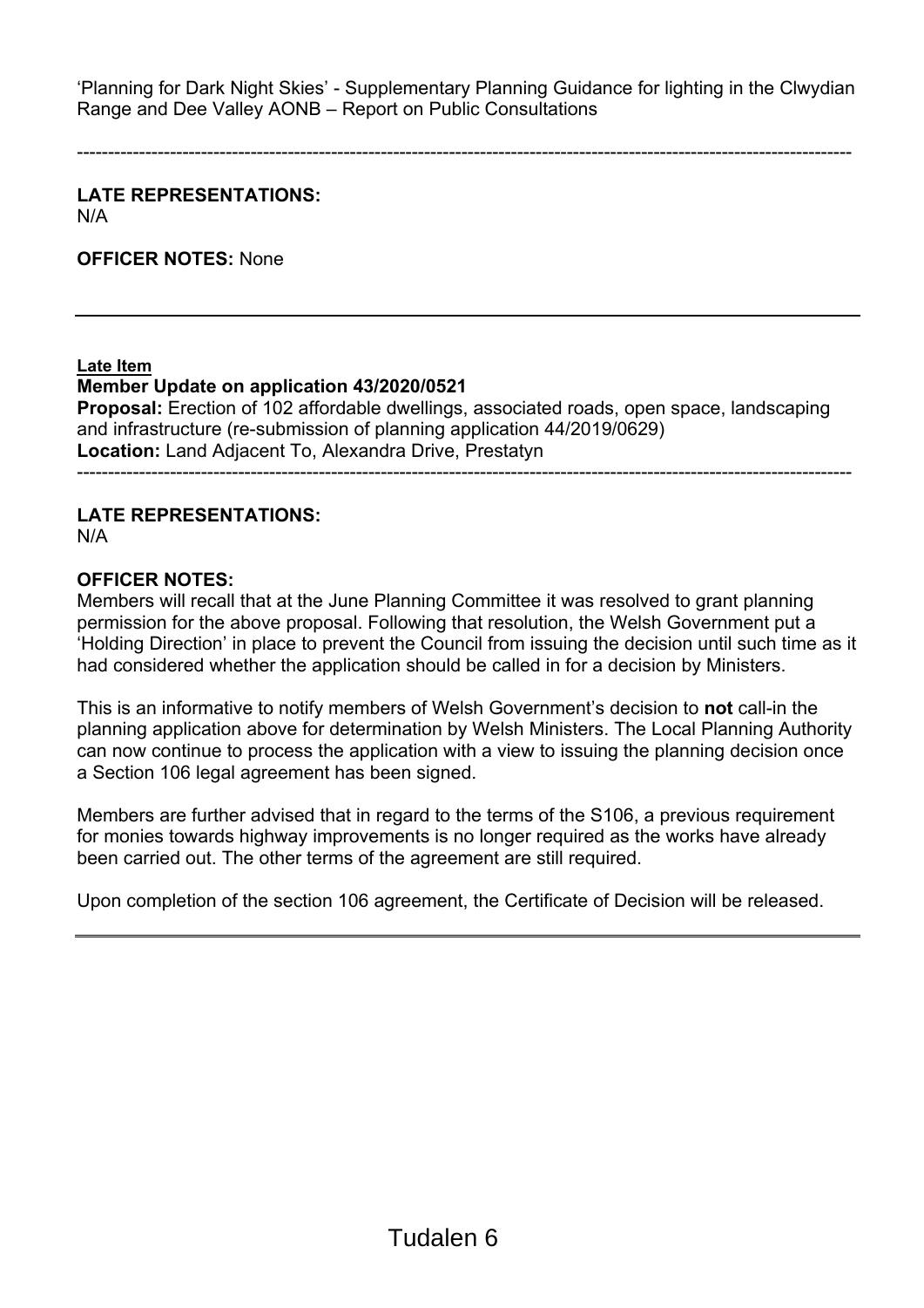'Planning for Dark Night Skies' - Supplementary Planning Guidance for lighting in the Clwydian Range and Dee Valley AONB – Report on Public Consultations

---

**LATE REPRESENTATIONS:**
N/A

**OFFICER NOTES:** None

---

**Late Item**
**Member Update on application 43/2020/0521**
**Proposal:** Erection of 102 affordable dwellings, associated roads, open space, landscaping and infrastructure (re-submission of planning application 44/2019/0629)
**Location:** Land Adjacent To, Alexandra Drive, Prestatyn

---

**LATE REPRESENTATIONS:**
N/A

**OFFICER NOTES:**
Members will recall that at the June Planning Committee it was resolved to grant planning permission for the above proposal. Following that resolution, the Welsh Government put a 'Holding Direction' in place to prevent the Council from issuing the decision until such time as it had considered whether the application should be called in for a decision by Ministers.

This is an informative to notify members of Welsh Government's decision to **not** call-in the planning application above for determination by Welsh Ministers. The Local Planning Authority can now continue to process the application with a view to issuing the planning decision once a Section 106 legal agreement has been signed.

Members are further advised that in regard to the terms of the S106, a previous requirement for monies towards highway improvements is no longer required as the works have already been carried out. The other terms of the agreement are still required.

Upon completion of the section 106 agreement, the Certificate of Decision will be released.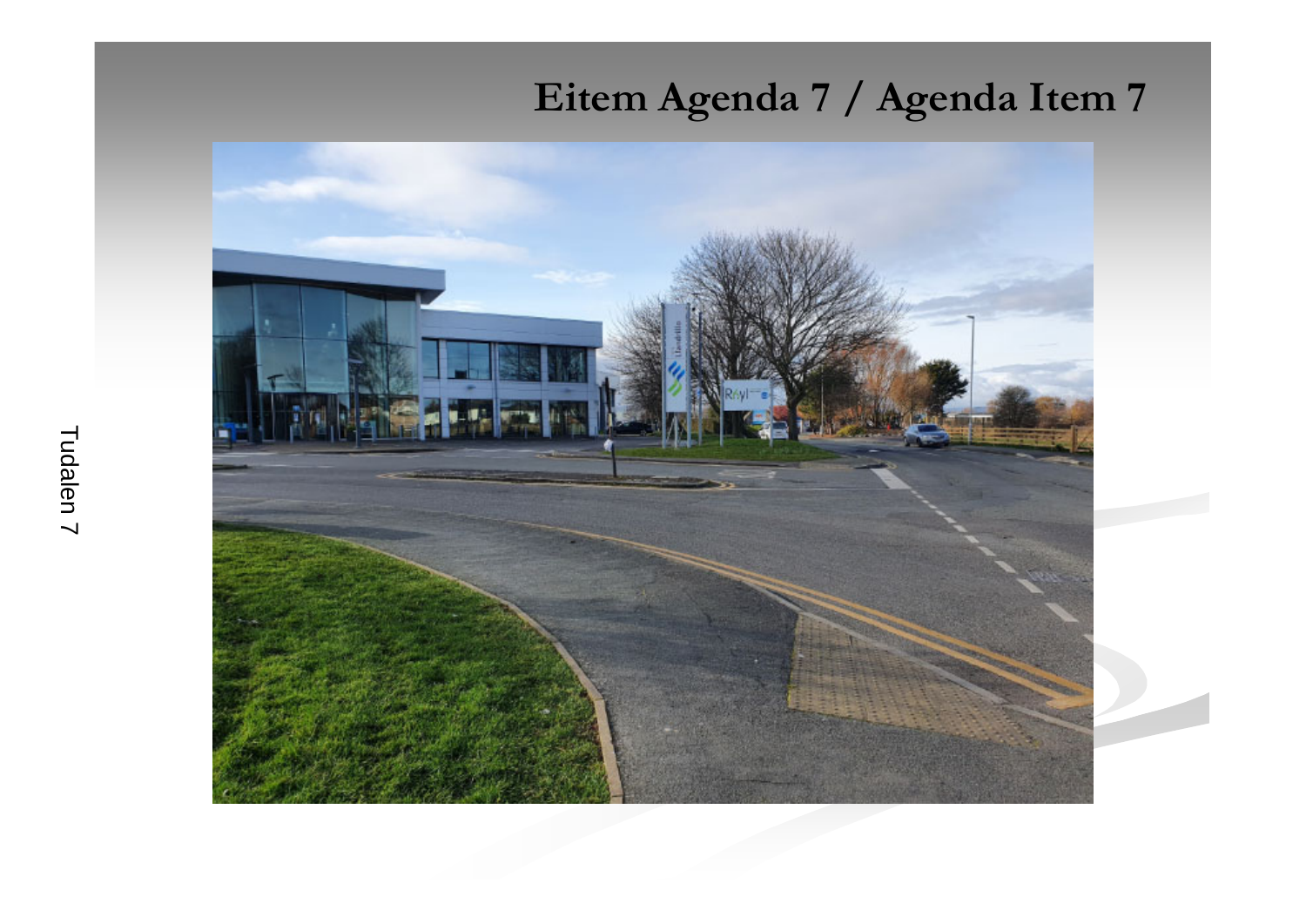# Eitem Agenda 7 / Agenda Item 7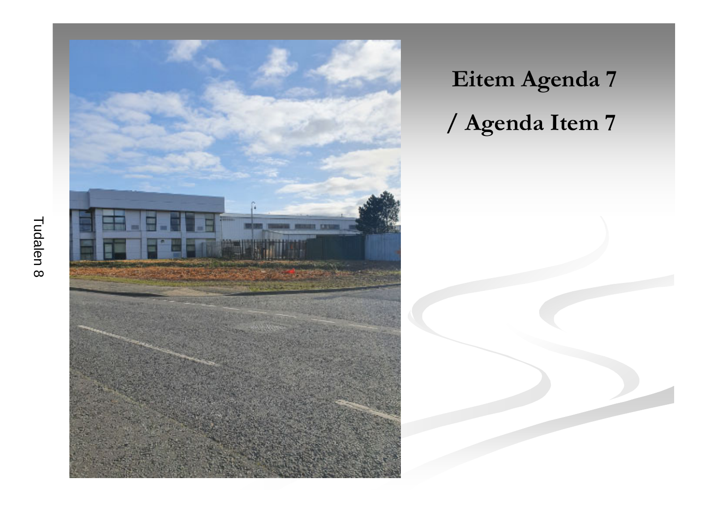# Eitem Agenda 7

# / Agenda Item 7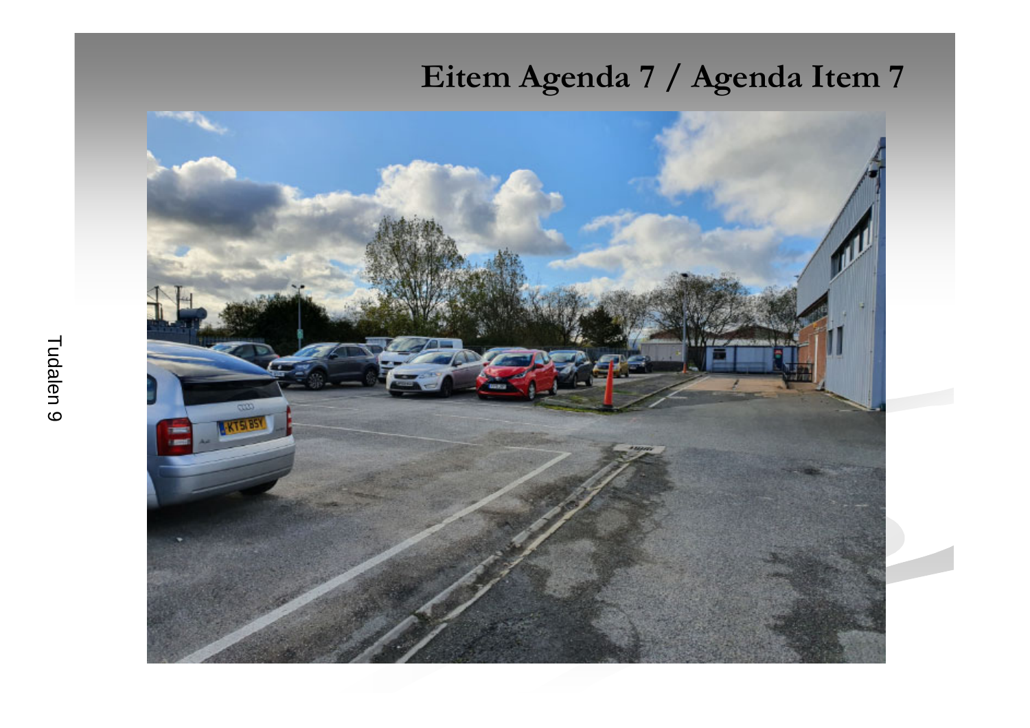# Eitem Agenda 7 / Agenda Item 7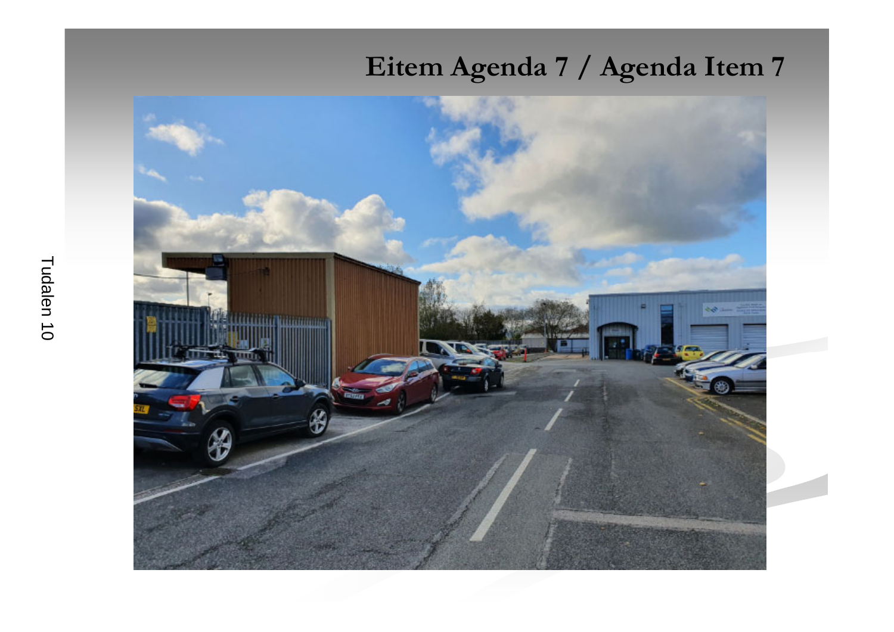# Eitem Agenda 7 / Agenda Item 7